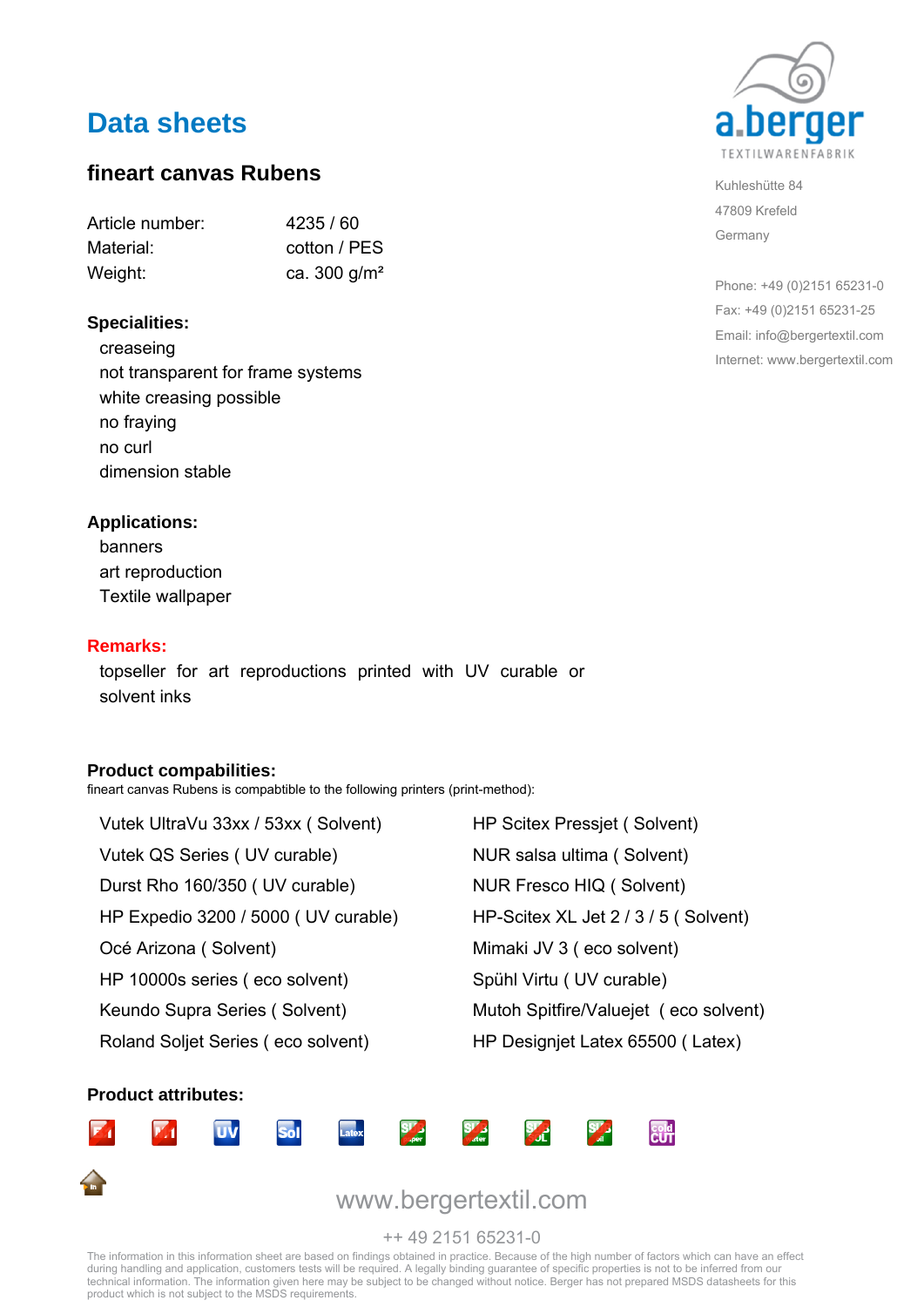# Data sheets

## fineart canvas Rubens

Article number: 4235 / 60
Material: cotton / PES
Weight: ca. 300 g/m²

a.berger
TEXTILWARENFABRIK

Kuhleshütte 84
47809 Krefeld
Germany

Phone: +49 (0)2151 65231-0
Fax: +49 (0)2151 65231-25
Email: info@bergertextil.com
Internet: www.bergertextil.com

**Specialities:**

- creaseing
- not transparent for frame systems
- white creasing possible
- no fraying
- no curl
- dimension stable

**Applications:**

- banners
- art reproduction
- Textile wallpaper

**Remarks:**

topseller for art reproductions printed with UV curable or solvent inks

**Product compabilities:**

fineart canvas Rubens is compabtible to the following printers (print-method):

- Vutek UltraVu 33xx / 53xx ( Solvent)
- Vutek QS Series ( UV curable)
- Durst Rho 160/350 ( UV curable)
- HP Expedio 3200 / 5000 ( UV curable)
- Océ Arizona ( Solvent)
- HP 10000s series ( eco solvent)
- Keundo Supra Series ( Solvent)
- Roland Soljet Series ( eco solvent)
- HP Scitex Pressjet ( Solvent)
- NUR salsa ultima ( Solvent)
- NUR Fresco HIQ ( Solvent)
- HP-Scitex XL Jet 2 / 3 / 5 ( Solvent)
- Mimaki JV 3 ( eco solvent)
- Spühl Virtu ( UV curable)
- Mutoh Spitfire/Valuejet ( eco solvent)
- HP Designjet Latex 65500 ( Latex)

**Product attributes:**

www.bergertextil.com

++ 49 2151 65231-0

The information in this information sheet are based on findings obtained in practice. Because of the high number of factors which can have an effect during handling and application, customers tests will be required. A legally binding guarantee of specific properties is not to be inferred from our technical information. The information given here may be subject to be changed without notice. Berger has not prepared MSDS datasheets for this product which is not subject to the MSDS requirements.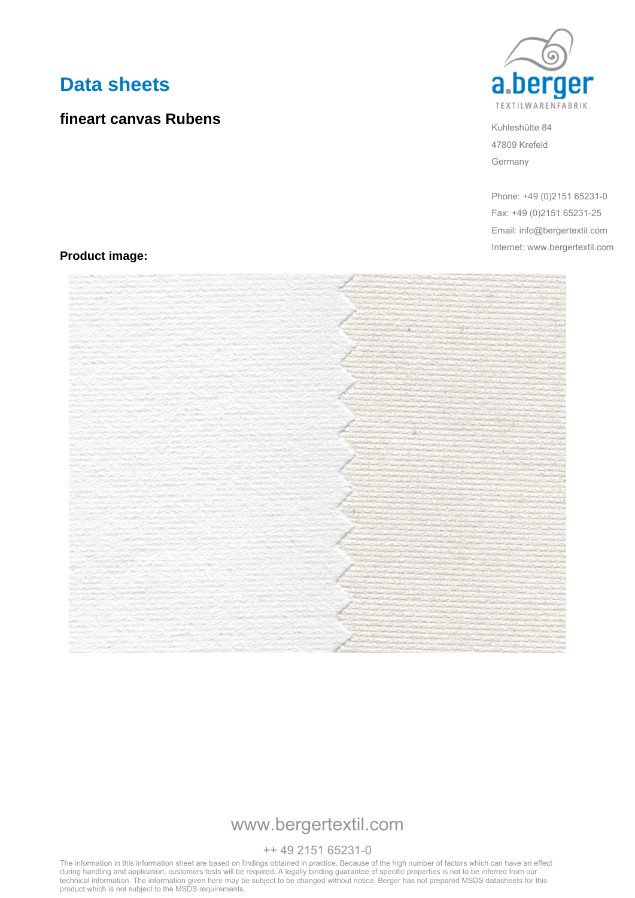# Data sheets

## fineart canvas Rubens

a.berger
TEXTILWARENFABRIK

Kuhleshütte 84
47809 Krefeld
Germany

Phone: +49 (0)2151 65231-0
Fax: +49 (0)2151 65231-25
Email: info@bergertextil.com
Internet: www.bergertextil.com

**Product image:**

www.bergertextil.com

++ 49 2151 65231-0

The information in this information sheet are based on findings obtained in practice. Because of the high number of factors which can have an effect during handling and application, customers tests will be required. A legally binding guarantee of specific properties is not to be inferred from our technical information. The information given here may be subject to be changed without notice. Berger has not prepared MSDS datasheets for this product which is not subject to the MSDS requirements.